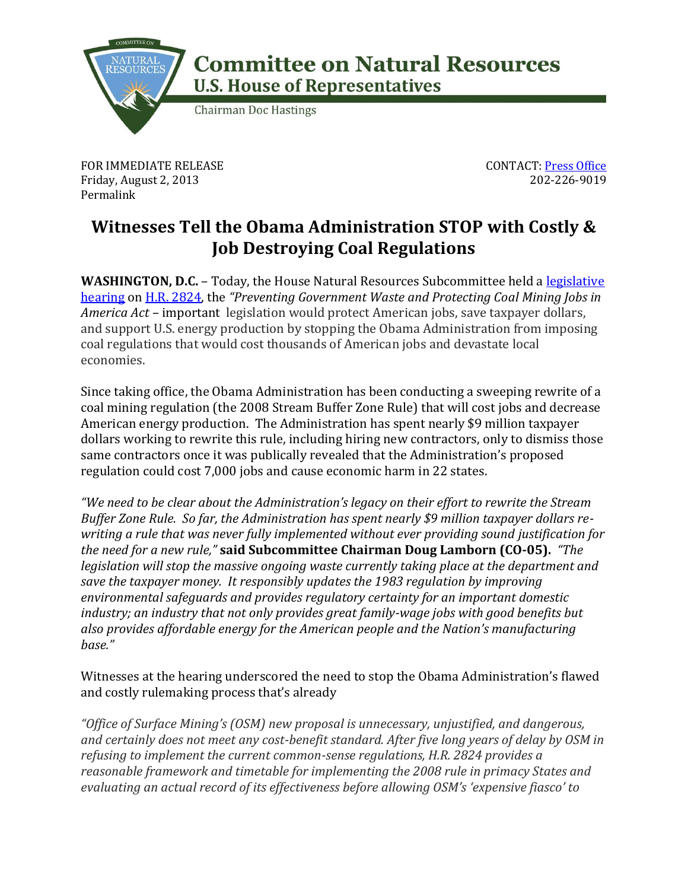# Committee on Natural Resources
## U.S. House of Representatives

Chairman Doc Hastings

FOR IMMEDIATE RELEASE
Friday, August 2, 2013
Permalink

CONTACT: Press Office
202-226-9019

# Witnesses Tell the Obama Administration STOP with Costly & Job Destroying Coal Regulations

**WASHINGTON, D.C.** – Today, the House Natural Resources Subcommittee held a legislative hearing on H.R. 2824, the *"Preventing Government Waste and Protecting Coal Mining Jobs in America Act* – important legislation would protect American jobs, save taxpayer dollars, and support U.S. energy production by stopping the Obama Administration from imposing coal regulations that would cost thousands of American jobs and devastate local economies.

Since taking office, the Obama Administration has been conducting a sweeping rewrite of a coal mining regulation (the 2008 Stream Buffer Zone Rule) that will cost jobs and decrease American energy production. The Administration has spent nearly $9 million taxpayer dollars working to rewrite this rule, including hiring new contractors, only to dismiss those same contractors once it was publically revealed that the Administration's proposed regulation could cost 7,000 jobs and cause economic harm in 22 states.

*"We need to be clear about the Administration's legacy on their effort to rewrite the Stream Buffer Zone Rule. So far, the Administration has spent nearly $9 million taxpayer dollars re-writing a rule that was never fully implemented without ever providing sound justification for the need for a new rule,"* **said Subcommittee Chairman Doug Lamborn (CO-05).** *"The legislation will stop the massive ongoing waste currently taking place at the department and save the taxpayer money. It responsibly updates the 1983 regulation by improving environmental safeguards and provides regulatory certainty for an important domestic industry; an industry that not only provides great family-wage jobs with good benefits but also provides affordable energy for the American people and the Nation's manufacturing base."*

Witnesses at the hearing underscored the need to stop the Obama Administration's flawed and costly rulemaking process that's already

*"Office of Surface Mining's (OSM) new proposal is unnecessary, unjustified, and dangerous, and certainly does not meet any cost-benefit standard. After five long years of delay by OSM in refusing to implement the current common-sense regulations, H.R. 2824 provides a reasonable framework and timetable for implementing the 2008 rule in primacy States and evaluating an actual record of its effectiveness before allowing OSM's 'expensive fiasco' to*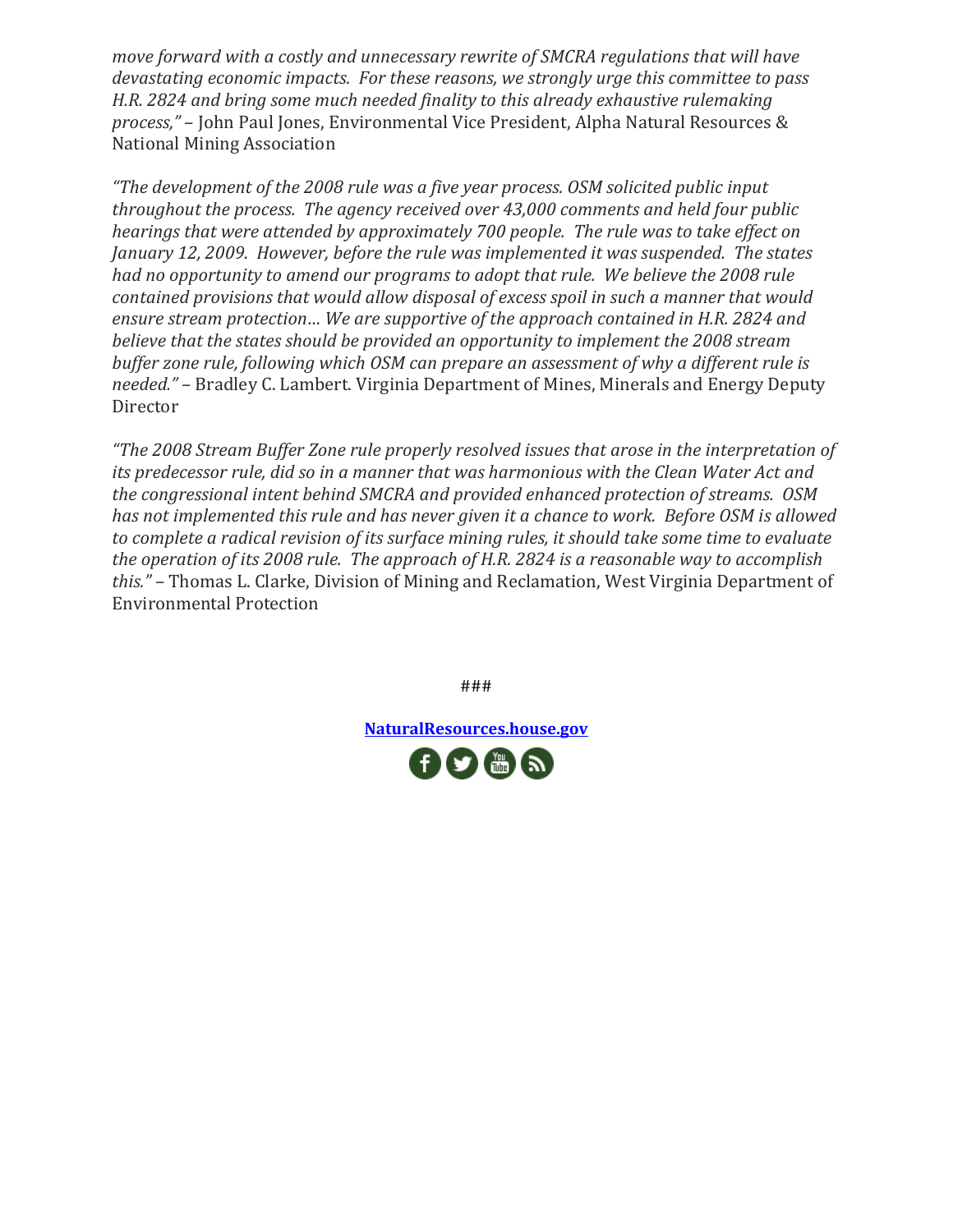*move forward with a costly and unnecessary rewrite of SMCRA regulations that will have devastating economic impacts. For these reasons, we strongly urge this committee to pass H.R. 2824 and bring some much needed finality to this already exhaustive rulemaking process,"* – John Paul Jones, Environmental Vice President, Alpha Natural Resources & National Mining Association

*"The development of the 2008 rule was a five year process. OSM solicited public input throughout the process. The agency received over 43,000 comments and held four public hearings that were attended by approximately 700 people. The rule was to take effect on January 12, 2009. However, before the rule was implemented it was suspended. The states had no opportunity to amend our programs to adopt that rule. We believe the 2008 rule contained provisions that would allow disposal of excess spoil in such a manner that would ensure stream protection… We are supportive of the approach contained in H.R. 2824 and believe that the states should be provided an opportunity to implement the 2008 stream buffer zone rule, following which OSM can prepare an assessment of why a different rule is needed."* – Bradley C. Lambert. Virginia Department of Mines, Minerals and Energy Deputy Director

*"The 2008 Stream Buffer Zone rule properly resolved issues that arose in the interpretation of its predecessor rule, did so in a manner that was harmonious with the Clean Water Act and the congressional intent behind SMCRA and provided enhanced protection of streams. OSM has not implemented this rule and has never given it a chance to work. Before OSM is allowed to complete a radical revision of its surface mining rules, it should take some time to evaluate the operation of its 2008 rule. The approach of H.R. 2824 is a reasonable way to accomplish this."* – Thomas L. Clarke, Division of Mining and Reclamation, West Virginia Department of Environmental Protection

###

**NaturalResources.house.gov**